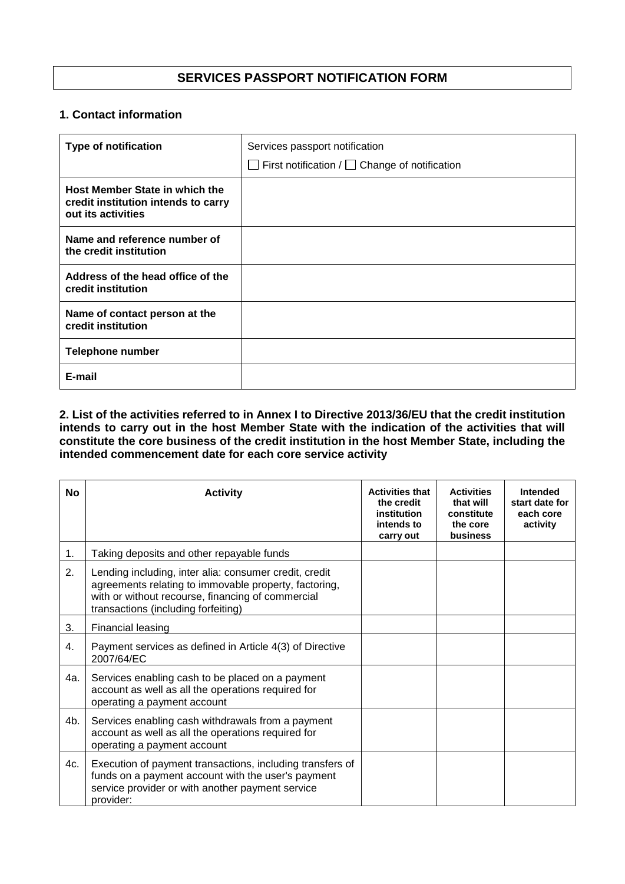# SERVICES PASSPORT NOTIFICATION FORM

## 1. Contact information

| **Type of notification** | Services passport notification<br>☐ First notification / ☐ Change of notification |
|---|---|
| **Host Member State in which the credit institution intends to carry out its activities** | |
| **Name and reference number of the credit institution** | |
| **Address of the head office of the credit institution** | |
| **Name of contact person at the credit institution** | |
| **Telephone number** | |
| **E-mail** | |

## 2. List of the activities referred to in Annex I to Directive 2013/36/EU that the credit institution intends to carry out in the host Member State with the indication of the activities that will constitute the core business of the credit institution in the host Member State, including the intended commencement date for each core service activity

| No | Activity | Activities that the credit institution intends to carry out | Activities that will constitute the core business | Intended start date for each core activity |
|---|---|---|---|---|
| 1. | Taking deposits and other repayable funds | | | |
| 2. | Lending including, inter alia: consumer credit, credit agreements relating to immovable property, factoring, with or without recourse, financing of commercial transactions (including forfeiting) | | | |
| 3. | Financial leasing | | | |
| 4. | Payment services as defined in Article 4(3) of Directive 2007/64/EC | | | |
| 4a. | Services enabling cash to be placed on a payment account as well as all the operations required for operating a payment account | | | |
| 4b. | Services enabling cash withdrawals from a payment account as well as all the operations required for operating a payment account | | | |
| 4c. | Execution of payment transactions, including transfers of funds on a payment account with the user's payment service provider or with another payment service provider: | | | |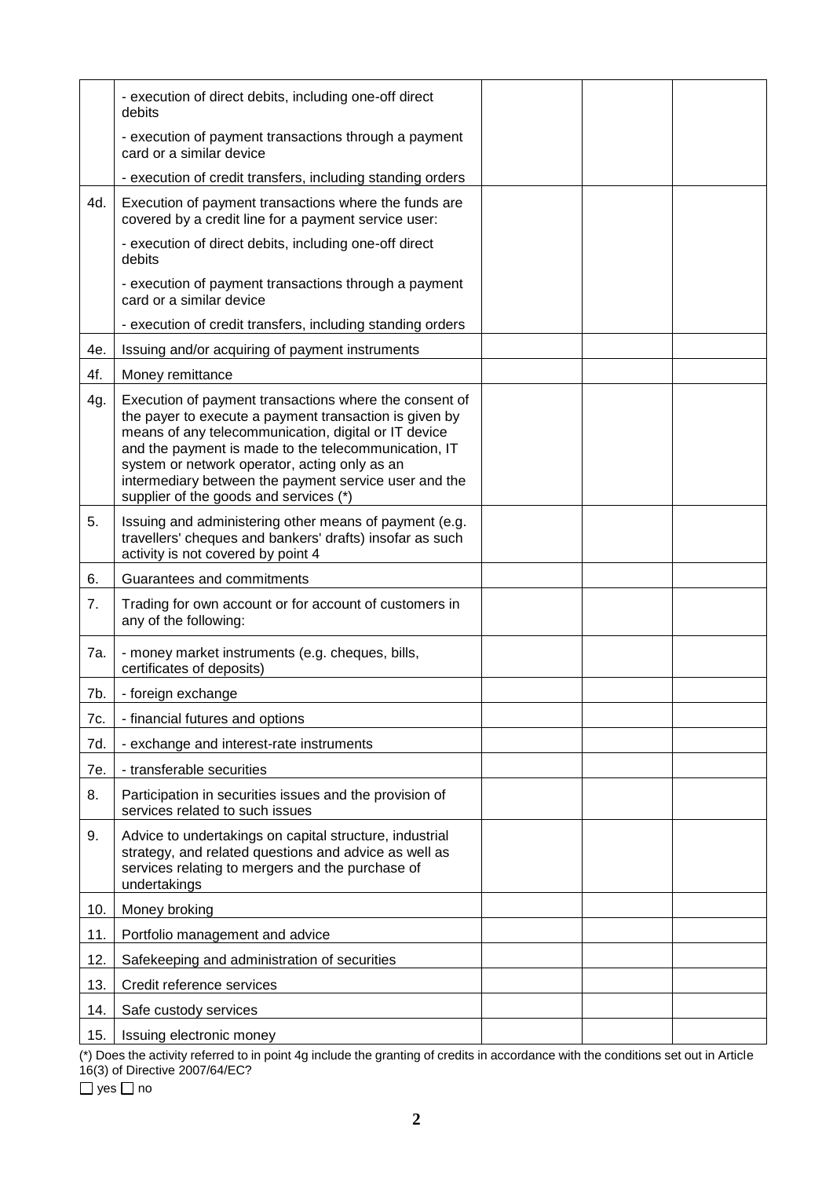| | | | | |
|---|---|---|---|---|
| | - execution of direct debits, including one-off direct debits<br>- execution of payment transactions through a payment card or a similar device<br>- execution of credit transfers, including standing orders | | | |
| 4d. | Execution of payment transactions where the funds are covered by a credit line for a payment service user:<br>- execution of direct debits, including one-off direct debits<br>- execution of payment transactions through a payment card or a similar device<br>- execution of credit transfers, including standing orders | | | |
| 4e. | Issuing and/or acquiring of payment instruments | | | |
| 4f. | Money remittance | | | |
| 4g. | Execution of payment transactions where the consent of the payer to execute a payment transaction is given by means of any telecommunication, digital or IT device and the payment is made to the telecommunication, IT system or network operator, acting only as an intermediary between the payment service user and the supplier of the goods and services (*) | | | |
| 5. | Issuing and administering other means of payment (e.g. travellers' cheques and bankers' drafts) insofar as such activity is not covered by point 4 | | | |
| 6. | Guarantees and commitments | | | |
| 7. | Trading for own account or for account of customers in any of the following: | | | |
| 7a. | - money market instruments (e.g. cheques, bills, certificates of deposits) | | | |
| 7b. | - foreign exchange | | | |
| 7c. | - financial futures and options | | | |
| 7d. | - exchange and interest-rate instruments | | | |
| 7e. | - transferable securities | | | |
| 8. | Participation in securities issues and the provision of services related to such issues | | | |
| 9. | Advice to undertakings on capital structure, industrial strategy, and related questions and advice as well as services relating to mergers and the purchase of undertakings | | | |
| 10. | Money broking | | | |
| 11. | Portfolio management and advice | | | |
| 12. | Safekeeping and administration of securities | | | |
| 13. | Credit reference services | | | |
| 14. | Safe custody services | | | |
| 15. | Issuing electronic money | | | |

(*) Does the activity referred to in point 4g include the granting of credits in accordance with the conditions set out in Article 16(3) of Directive 2007/64/EC?

☐ yes ☐ no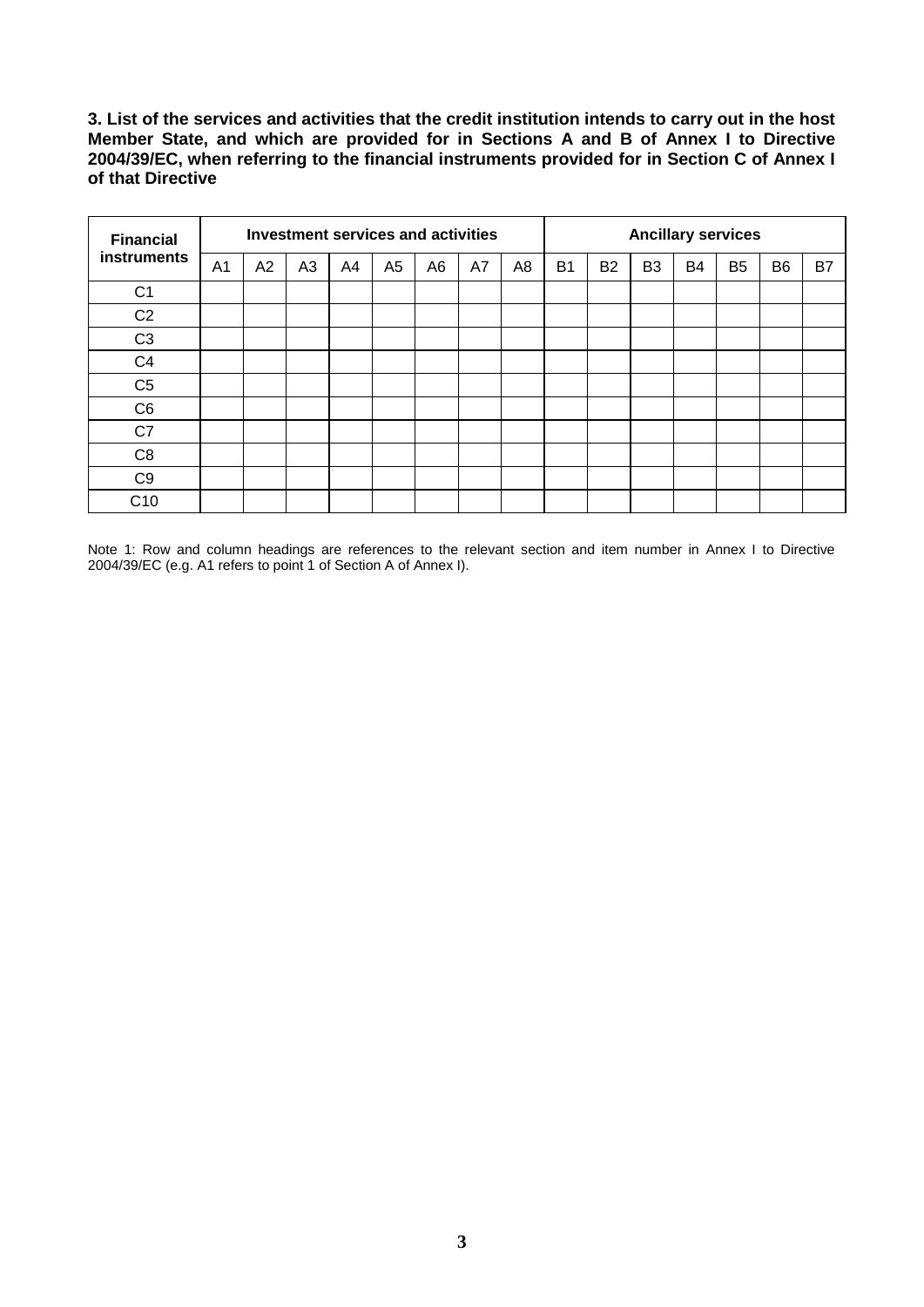**3. List of the services and activities that the credit institution intends to carry out in the host Member State, and which are provided for in Sections A and B of Annex I to Directive 2004/39/EC, when referring to the financial instruments provided for in Section C of Annex I of that Directive**

| Financial instruments | Investment services and activities | | | | | | | | Ancillary services | | | | | | |
|---|---|---|---|---|---|---|---|---|---|---|---|---|---|---|---|
| | A1 | A2 | A3 | A4 | A5 | A6 | A7 | A8 | B1 | B2 | B3 | B4 | B5 | B6 | B7 |
| C1 | | | | | | | | | | | | | | | |
| C2 | | | | | | | | | | | | | | | |
| C3 | | | | | | | | | | | | | | | |
| C4 | | | | | | | | | | | | | | | |
| C5 | | | | | | | | | | | | | | | |
| C6 | | | | | | | | | | | | | | | |
| C7 | | | | | | | | | | | | | | | |
| C8 | | | | | | | | | | | | | | | |
| C9 | | | | | | | | | | | | | | | |
| C10 | | | | | | | | | | | | | | | |

Note 1: Row and column headings are references to the relevant section and item number in Annex I to Directive 2004/39/EC (e.g. A1 refers to point 1 of Section A of Annex I).